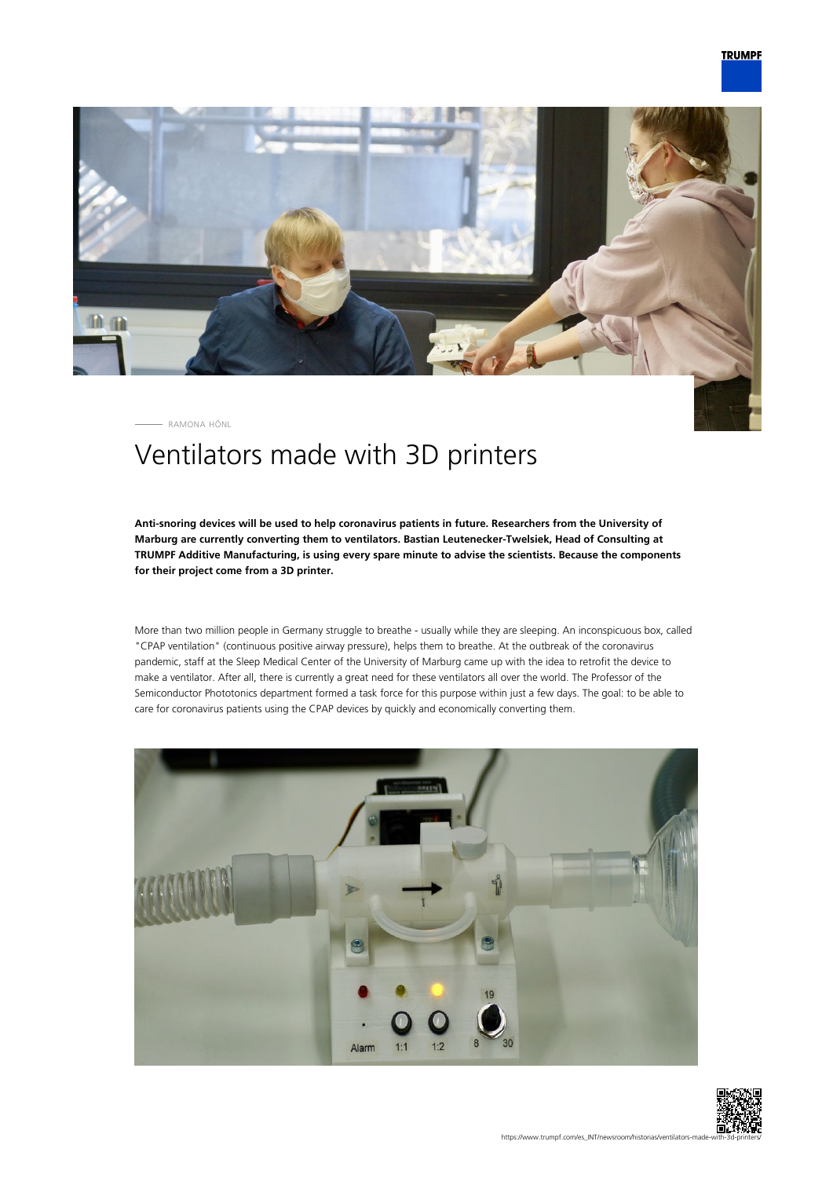RAMONA HÖNL

# Ventilators made with 3D printers

**Anti-snoring devices will be used to help coronavirus patients in future. Researchers from the University of Marburg are currently converting them to ventilators. Bastian Leutenecker-Twelsiek, Head of Consulting at TRUMPF Additive Manufacturing, is using every spare minute to advise the scientists. Because the components for their project come from a 3D printer.**

More than two million people in Germany struggle to breathe - usually while they are sleeping. An inconspicuous box, called "CPAP ventilation" (continuous positive airway pressure), helps them to breathe. At the outbreak of the coronavirus pandemic, staff at the Sleep Medical Center of the University of Marburg came up with the idea to retrofit the device to make a ventilator. After all, there is currently a great need for these ventilators all over the world. The Professor of the Semiconductor Phototonics department formed a task force for this purpose within just a few days. The goal: to be able to care for coronavirus patients using the CPAP devices by quickly and economically converting them.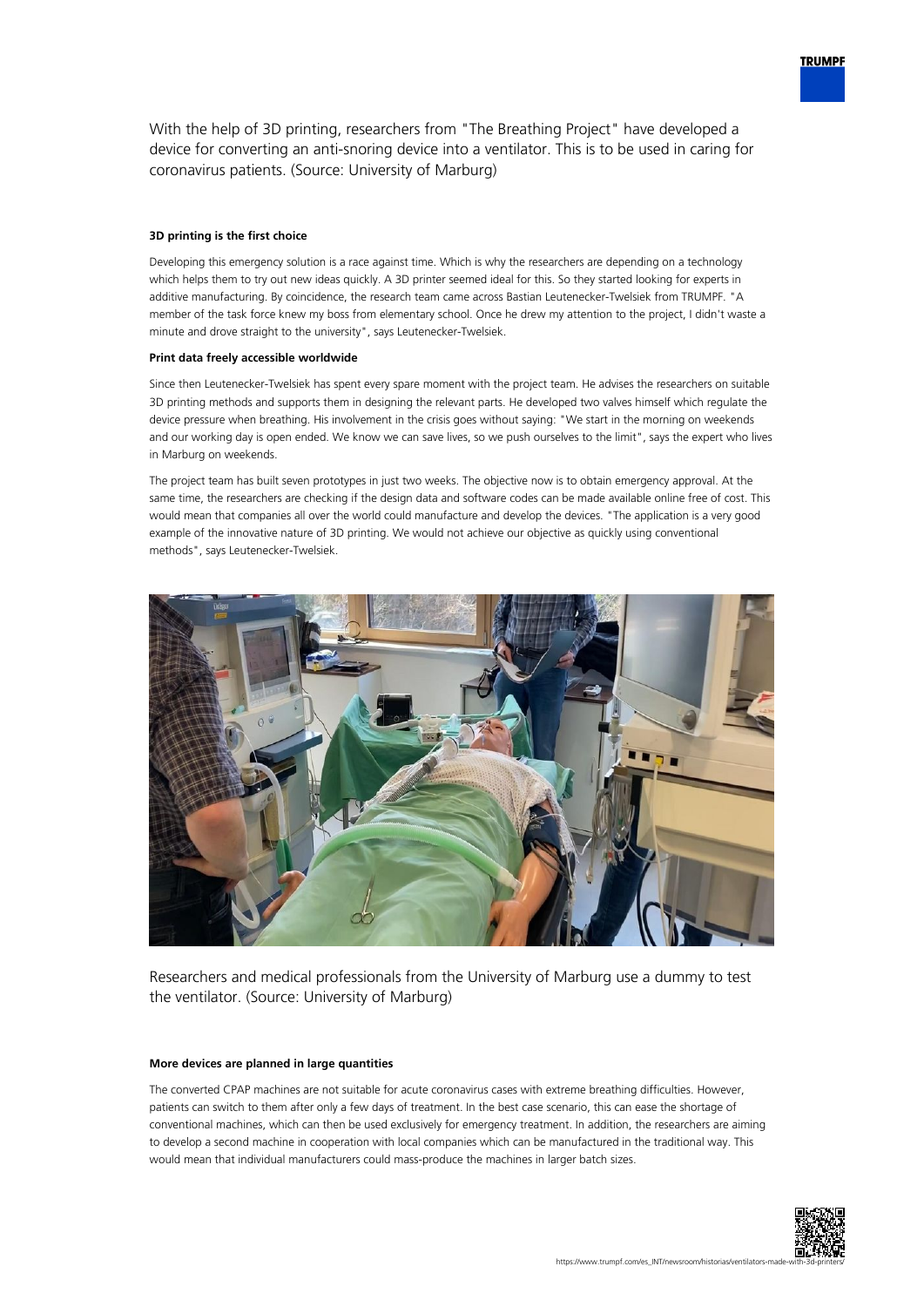With the help of 3D printing, researchers from "The Breathing Project" have developed a device for converting an anti-snoring device into a ventilator. This is to be used in caring for coronavirus patients. (Source: University of Marburg)

**3D printing is the first choice**

Developing this emergency solution is a race against time. Which is why the researchers are depending on a technology which helps them to try out new ideas quickly. A 3D printer seemed ideal for this. So they started looking for experts in additive manufacturing. By coincidence, the research team came across Bastian Leutenecker-Twelsiek from TRUMPF. "A member of the task force knew my boss from elementary school. Once he drew my attention to the project, I didn't waste a minute and drove straight to the university", says Leutenecker-Twelsiek.

**Print data freely accessible worldwide**

Since then Leutenecker-Twelsiek has spent every spare moment with the project team. He advises the researchers on suitable 3D printing methods and supports them in designing the relevant parts. He developed two valves himself which regulate the device pressure when breathing. His involvement in the crisis goes without saying: "We start in the morning on weekends and our working day is open ended. We know we can save lives, so we push ourselves to the limit", says the expert who lives in Marburg on weekends.

The project team has built seven prototypes in just two weeks. The objective now is to obtain emergency approval. At the same time, the researchers are checking if the design data and software codes can be made available online free of cost. This would mean that companies all over the world could manufacture and develop the devices. "The application is a very good example of the innovative nature of 3D printing. We would not achieve our objective as quickly using conventional methods", says Leutenecker-Twelsiek.

Researchers and medical professionals from the University of Marburg use a dummy to test the ventilator. (Source: University of Marburg)

**More devices are planned in large quantities**

The converted CPAP machines are not suitable for acute coronavirus cases with extreme breathing difficulties. However, patients can switch to them after only a few days of treatment. In the best case scenario, this can ease the shortage of conventional machines, which can then be used exclusively for emergency treatment. In addition, the researchers are aiming to develop a second machine in cooperation with local companies which can be manufactured in the traditional way. This would mean that individual manufacturers could mass-produce the machines in larger batch sizes.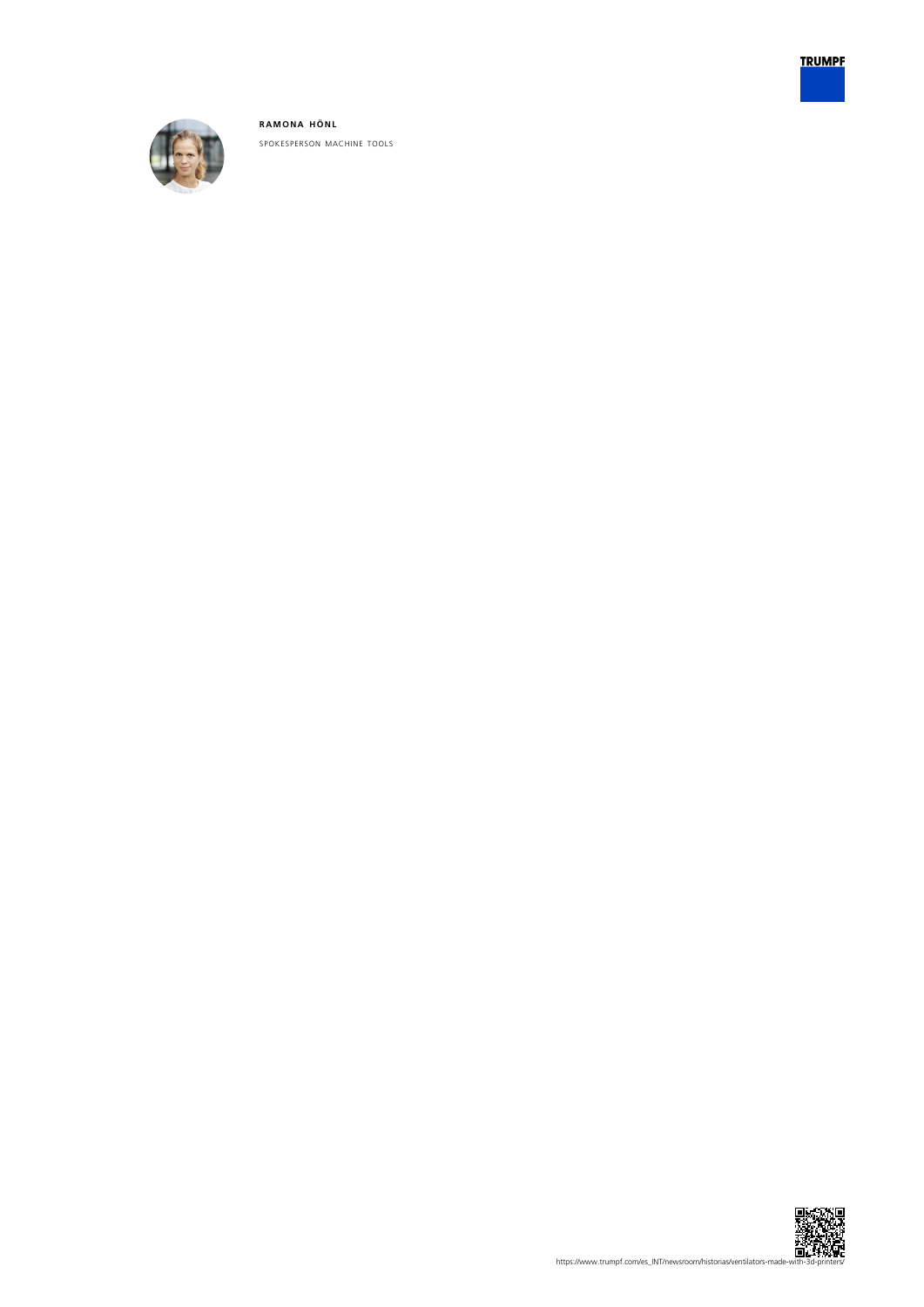**RAMONA HÖNL**

SPOKESPERSON MACHINE TOOLS